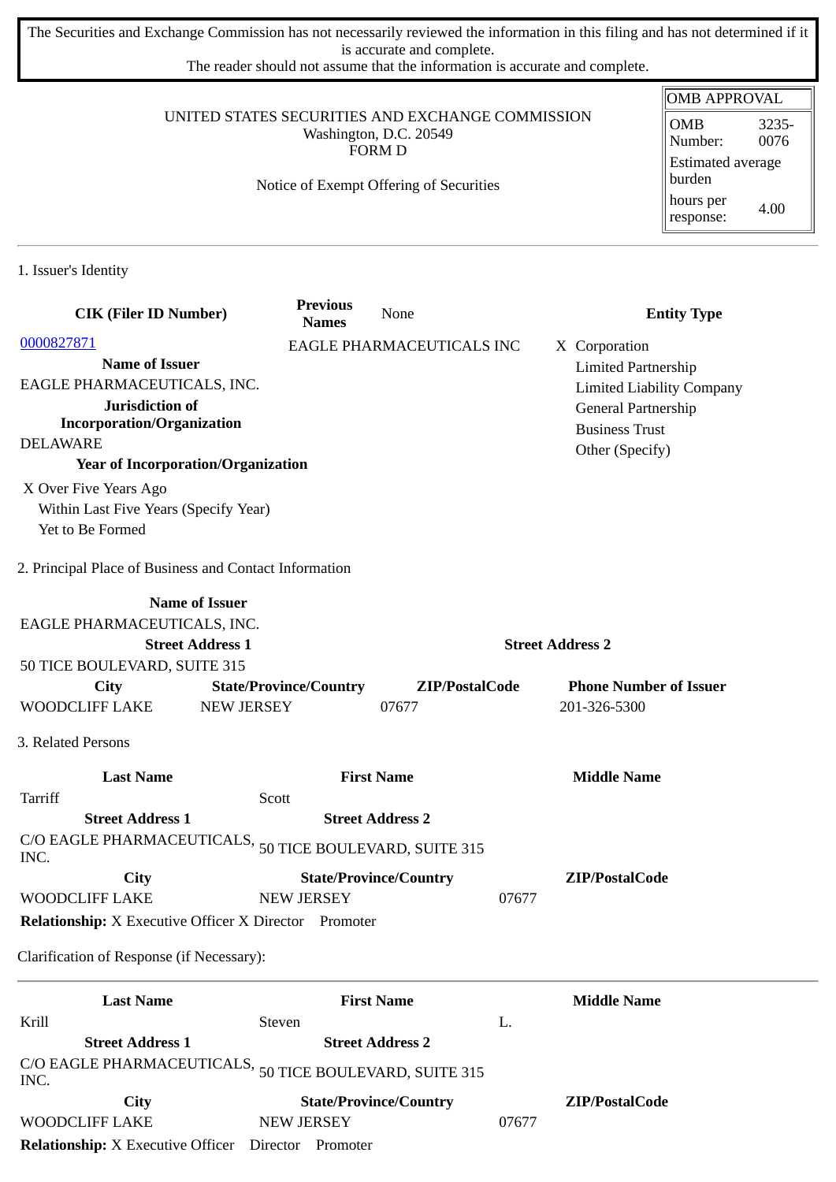The Securities and Exchange Commission has not necessarily reviewed the information in this filing and has not determined if it is accurate and complete.
The reader should not assume that the information is accurate and complete.

| OMB APPROVAL | |
|---|---|
| OMB Number: | 3235-0076 |
| Estimated average burden | |
| hours per response: | 4.00 |

UNITED STATES SECURITIES AND EXCHANGE COMMISSION
Washington, D.C. 20549
FORM D

Notice of Exempt Offering of Securities

## 1. Issuer's Identity

| CIK (Filer ID Number) | Previous Names | Entity Type |
|---|---|---|
| 0000827871 | None | X Corporation |
| | EAGLE PHARMACEUTICALS INC | Limited Partnership |
| | | Limited Liability Company |
| | | General Partnership |
| | | Business Trust |
| | | Other (Specify) |

**Name of Issuer**
EAGLE PHARMACEUTICALS, INC.

**Jurisdiction of Incorporation/Organization**
DELAWARE

**Year of Incorporation/Organization**
X Over Five Years Ago
Within Last Five Years (Specify Year)
Yet to Be Formed

## 2. Principal Place of Business and Contact Information

**Name of Issuer**
EAGLE PHARMACEUTICALS, INC.

| Street Address 1 | Street Address 2 |
|---|---|
| 50 TICE BOULEVARD, SUITE 315 | |

| City | State/Province/Country | ZIP/PostalCode | Phone Number of Issuer |
|---|---|---|---|
| WOODCLIFF LAKE | NEW JERSEY | 07677 | 201-326-5300 |

## 3. Related Persons

| Last Name | First Name | Middle Name |
|---|---|---|
| Tarriff | Scott | |

| Street Address 1 | Street Address 2 |
|---|---|
| C/O EAGLE PHARMACEUTICALS, INC. | 50 TICE BOULEVARD, SUITE 315 |

| City | State/Province/Country | ZIP/PostalCode |
|---|---|---|
| WOODCLIFF LAKE | NEW JERSEY | 07677 |

**Relationship:** X Executive Officer X Director Promoter

Clarification of Response (if Necessary):

---

| Last Name | First Name | Middle Name |
|---|---|---|
| Krill | Steven | L. |

| Street Address 1 | Street Address 2 |
|---|---|
| C/O EAGLE PHARMACEUTICALS, INC. | 50 TICE BOULEVARD, SUITE 315 |

| City | State/Province/Country | ZIP/PostalCode |
|---|---|---|
| WOODCLIFF LAKE | NEW JERSEY | 07677 |

**Relationship:** X Executive Officer Director Promoter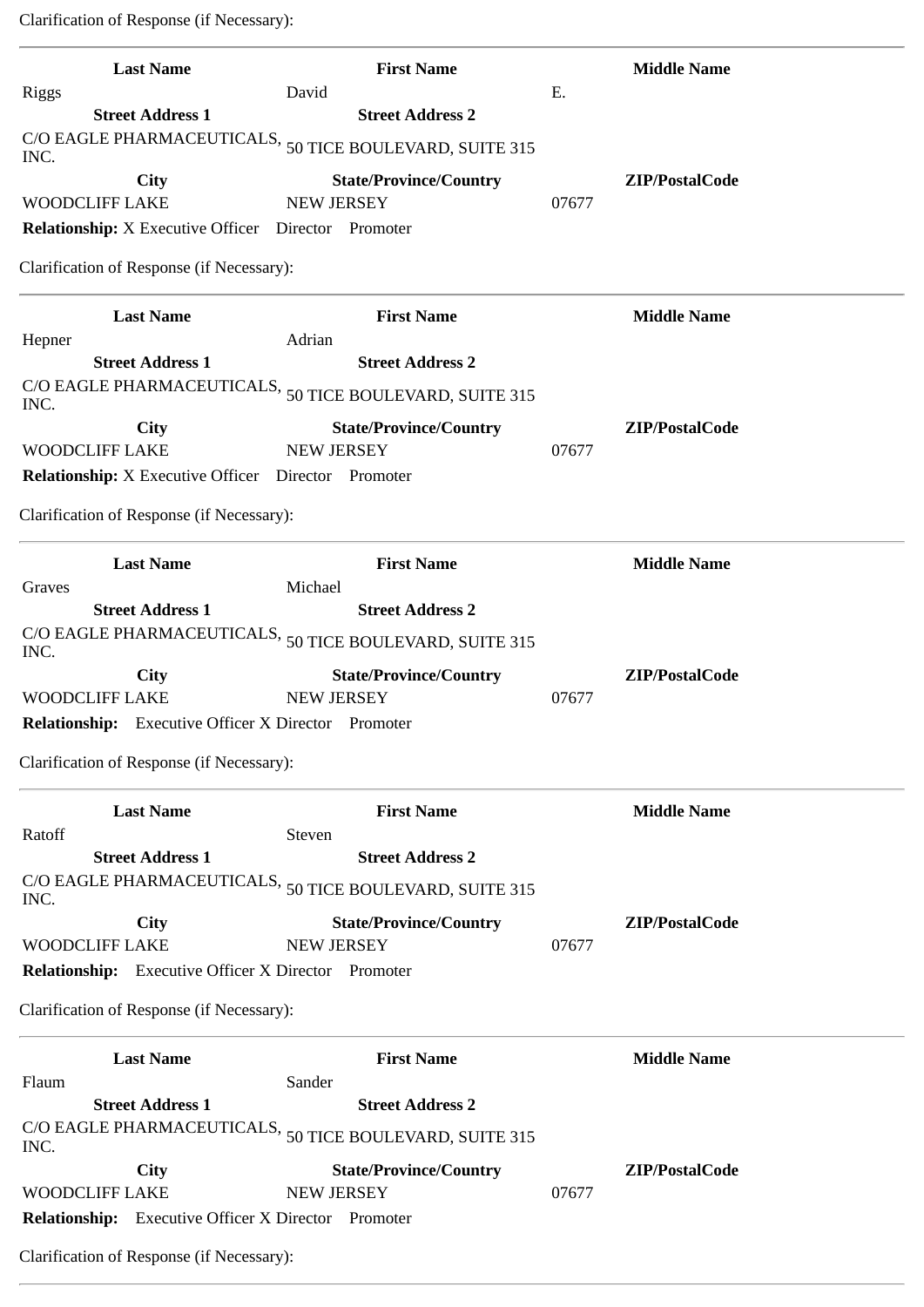Clarification of Response (if Necessary):

---

| Last Name | First Name | Middle Name |
|---|---|---|
| Riggs | David | E. |
| **Street Address 1** | **Street Address 2** | |
| C/O EAGLE PHARMACEUTICALS, INC. | 50 TICE BOULEVARD, SUITE 315 | |
| **City** | **State/Province/Country** | **ZIP/PostalCode** |
| WOODCLIFF LAKE | NEW JERSEY | 07677 |

**Relationship:** X Executive Officer Director Promoter

Clarification of Response (if Necessary):

---

| Last Name | First Name | Middle Name |
|---|---|---|
| Hepner | Adrian | |
| **Street Address 1** | **Street Address 2** | |
| C/O EAGLE PHARMACEUTICALS, INC. | 50 TICE BOULEVARD, SUITE 315 | |
| **City** | **State/Province/Country** | **ZIP/PostalCode** |
| WOODCLIFF LAKE | NEW JERSEY | 07677 |

**Relationship:** X Executive Officer Director Promoter

Clarification of Response (if Necessary):

---

| Last Name | First Name | Middle Name |
|---|---|---|
| Graves | Michael | |
| **Street Address 1** | **Street Address 2** | |
| C/O EAGLE PHARMACEUTICALS, INC. | 50 TICE BOULEVARD, SUITE 315 | |
| **City** | **State/Province/Country** | **ZIP/PostalCode** |
| WOODCLIFF LAKE | NEW JERSEY | 07677 |

**Relationship:** Executive Officer X Director Promoter

Clarification of Response (if Necessary):

---

| Last Name | First Name | Middle Name |
|---|---|---|
| Ratoff | Steven | |
| **Street Address 1** | **Street Address 2** | |
| C/O EAGLE PHARMACEUTICALS, INC. | 50 TICE BOULEVARD, SUITE 315 | |
| **City** | **State/Province/Country** | **ZIP/PostalCode** |
| WOODCLIFF LAKE | NEW JERSEY | 07677 |

**Relationship:** Executive Officer X Director Promoter

Clarification of Response (if Necessary):

---

| Last Name | First Name | Middle Name |
|---|---|---|
| Flaum | Sander | |
| **Street Address 1** | **Street Address 2** | |
| C/O EAGLE PHARMACEUTICALS, INC. | 50 TICE BOULEVARD, SUITE 315 | |
| **City** | **State/Province/Country** | **ZIP/PostalCode** |
| WOODCLIFF LAKE | NEW JERSEY | 07677 |

**Relationship:** Executive Officer X Director Promoter

Clarification of Response (if Necessary):

---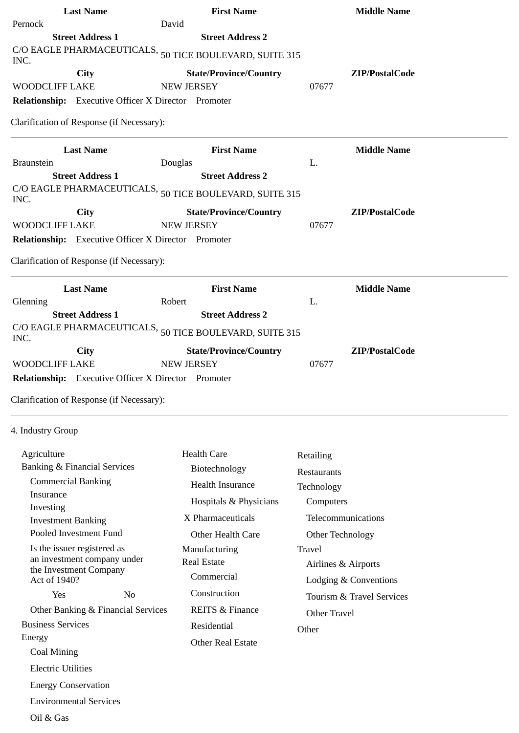| Last Name | First Name | Middle Name |
|---|---|---|
| Pernock | David | |
| **Street Address 1** | **Street Address 2** | |
| C/O EAGLE PHARMACEUTICALS, INC. | 50 TICE BOULEVARD, SUITE 315 | |
| **City** | **State/Province/Country** | **ZIP/PostalCode** |
| WOODCLIFF LAKE | NEW JERSEY | 07677 |

**Relationship:** Executive Officer X Director Promoter

Clarification of Response (if Necessary):

---

| Last Name | First Name | Middle Name |
|---|---|---|
| Braunstein | Douglas | L. |
| **Street Address 1** | **Street Address 2** | |
| C/O EAGLE PHARMACEUTICALS, INC. | 50 TICE BOULEVARD, SUITE 315 | |
| **City** | **State/Province/Country** | **ZIP/PostalCode** |
| WOODCLIFF LAKE | NEW JERSEY | 07677 |

**Relationship:** Executive Officer X Director Promoter

Clarification of Response (if Necessary):

---

| Last Name | First Name | Middle Name |
|---|---|---|
| Glenning | Robert | L. |
| **Street Address 1** | **Street Address 2** | |
| C/O EAGLE PHARMACEUTICALS, INC. | 50 TICE BOULEVARD, SUITE 315 | |
| **City** | **State/Province/Country** | **ZIP/PostalCode** |
| WOODCLIFF LAKE | NEW JERSEY | 07677 |

**Relationship:** Executive Officer X Director Promoter

Clarification of Response (if Necessary):

---

4. Industry Group

- Agriculture
- Banking & Financial Services
  - Commercial Banking
  - Insurance
  - Investing
  - Investment Banking
  - Pooled Investment Fund
  - Is the issuer registered as an investment company under the Investment Company Act of 1940?
    - Yes No
  - Other Banking & Financial Services
- Business Services
- Energy
  - Coal Mining
  - Electric Utilities
  - Energy Conservation
  - Environmental Services
  - Oil & Gas
- Health Care
  - Biotechnology
  - Health Insurance
  - Hospitals & Physicians
  - X Pharmaceuticals
  - Other Health Care
- Manufacturing
- Real Estate
  - Commercial
  - Construction
  - REITS & Finance
  - Residential
  - Other Real Estate
- Retailing
- Restaurants
- Technology
  - Computers
  - Telecommunications
  - Other Technology
- Travel
  - Airlines & Airports
  - Lodging & Conventions
  - Tourism & Travel Services
  - Other Travel
- Other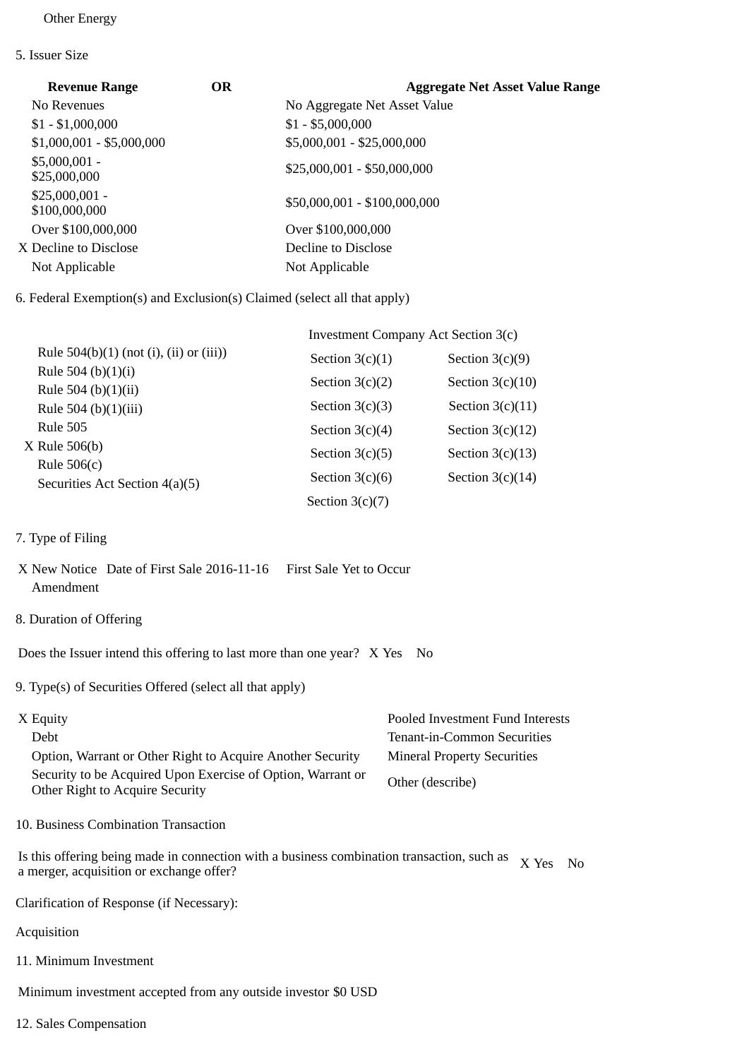Other Energy

5. Issuer Size

| Revenue Range | OR | Aggregate Net Asset Value Range |
|---|---|---|
| No Revenues | | No Aggregate Net Asset Value |
| $1 - $1,000,000 | | $1 - $5,000,000 |
| $1,000,001 - $5,000,000 | | $5,000,001 - $25,000,000 |
| $5,000,001 - $25,000,000 | | $25,000,001 - $50,000,000 |
| $25,000,001 - $100,000,000 | | $50,000,001 - $100,000,000 |
| Over $100,000,000 | | Over $100,000,000 |
| X Decline to Disclose | | Decline to Disclose |
| Not Applicable | | Not Applicable |

6. Federal Exemption(s) and Exclusion(s) Claimed (select all that apply)

| | Investment Company Act Section 3(c) | |
|---|---|---|
| Rule 504(b)(1) (not (i), (ii) or (iii)) | Section 3(c)(1) | Section 3(c)(9) |
| Rule 504 (b)(1)(i) | Section 3(c)(2) | Section 3(c)(10) |
| Rule 504 (b)(1)(ii) | Section 3(c)(3) | Section 3(c)(11) |
| Rule 504 (b)(1)(iii) | Section 3(c)(4) | Section 3(c)(12) |
| Rule 505 | Section 3(c)(5) | Section 3(c)(13) |
| X Rule 506(b) | Section 3(c)(6) | Section 3(c)(14) |
| Rule 506(c) | Section 3(c)(7) | |
| Securities Act Section 4(a)(5) | | |

7. Type of Filing

X New Notice Date of First Sale 2016-11-16 First Sale Yet to Occur
Amendment

8. Duration of Offering

Does the Issuer intend this offering to last more than one year? X Yes No

9. Type(s) of Securities Offered (select all that apply)

| | |
|---|---|
| X Equity | Pooled Investment Fund Interests |
| Debt | Tenant-in-Common Securities |
| Option, Warrant or Other Right to Acquire Another Security | Mineral Property Securities |
| Security to be Acquired Upon Exercise of Option, Warrant or Other Right to Acquire Security | Other (describe) |

10. Business Combination Transaction

Is this offering being made in connection with a business combination transaction, such as a merger, acquisition or exchange offer? X Yes No

Clarification of Response (if Necessary):

Acquisition

11. Minimum Investment

Minimum investment accepted from any outside investor $0 USD

12. Sales Compensation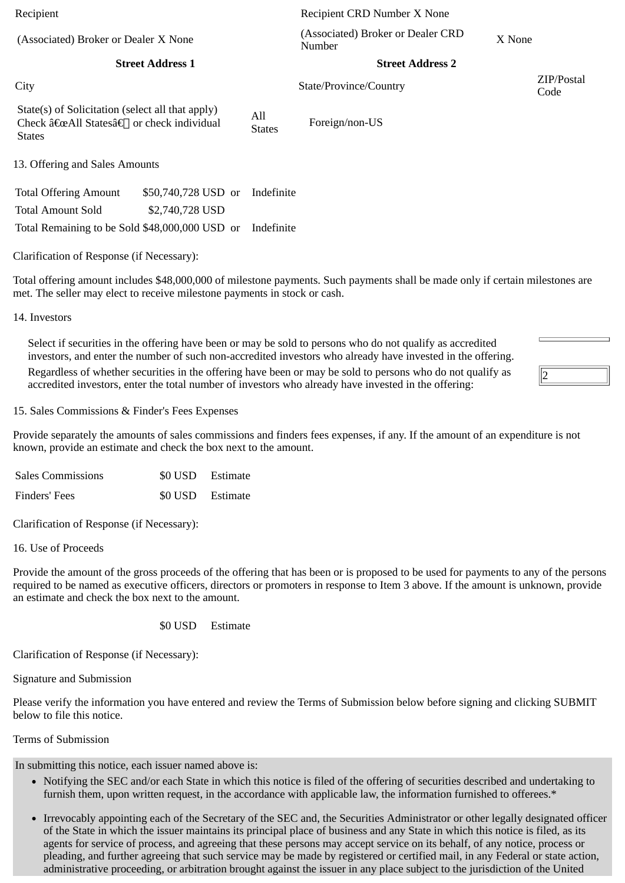| Recipient | | Recipient CRD Number X None | |
|---|---|---|---|
| (Associated) Broker or Dealer X None | | (Associated) Broker or Dealer CRD Number | X None |
| **Street Address 1** | | **Street Address 2** | |
| City | | State/Province/Country | ZIP/Postal Code |
| State(s) of Solicitation (select all that apply) Check â€œAll Statesâ€ or check individual States | All States | Foreign/non-US | |

13. Offering and Sales Amounts

| | | | |
|---|---|---|---|
| Total Offering Amount | $50,740,728 USD | or | Indefinite |
| Total Amount Sold | $2,740,728 USD | | |
| Total Remaining to be Sold | $48,000,000 USD | or | Indefinite |

Clarification of Response (if Necessary):

Total offering amount includes $48,000,000 of milestone payments. Such payments shall be made only if certain milestones are met. The seller may elect to receive milestone payments in stock or cash.

14. Investors

| | |
|---|---|
| Select if securities in the offering have been or may be sold to persons who do not qualify as accredited investors, and enter the number of such non-accredited investors who already have invested in the offering. | |
| Regardless of whether securities in the offering have been or may be sold to persons who do not qualify as accredited investors, enter the total number of investors who already have invested in the offering: | 2 |

15. Sales Commissions & Finder's Fees Expenses

Provide separately the amounts of sales commissions and finders fees expenses, if any. If the amount of an expenditure is not known, provide an estimate and check the box next to the amount.

| | | |
|---|---|---|
| Sales Commissions | $0 USD | Estimate |
| Finders' Fees | $0 USD | Estimate |

Clarification of Response (if Necessary):

16. Use of Proceeds

Provide the amount of the gross proceeds of the offering that has been or is proposed to be used for payments to any of the persons required to be named as executive officers, directors or promoters in response to Item 3 above. If the amount is unknown, provide an estimate and check the box next to the amount.

$0 USD Estimate

Clarification of Response (if Necessary):

Signature and Submission

Please verify the information you have entered and review the Terms of Submission below before signing and clicking SUBMIT below to file this notice.

Terms of Submission

In submitting this notice, each issuer named above is:

- Notifying the SEC and/or each State in which this notice is filed of the offering of securities described and undertaking to furnish them, upon written request, in the accordance with applicable law, the information furnished to offerees.*
- Irrevocably appointing each of the Secretary of the SEC and, the Securities Administrator or other legally designated officer of the State in which the issuer maintains its principal place of business and any State in which this notice is filed, as its agents for service of process, and agreeing that these persons may accept service on its behalf, of any notice, process or pleading, and further agreeing that such service may be made by registered or certified mail, in any Federal or state action, administrative proceeding, or arbitration brought against the issuer in any place subject to the jurisdiction of the United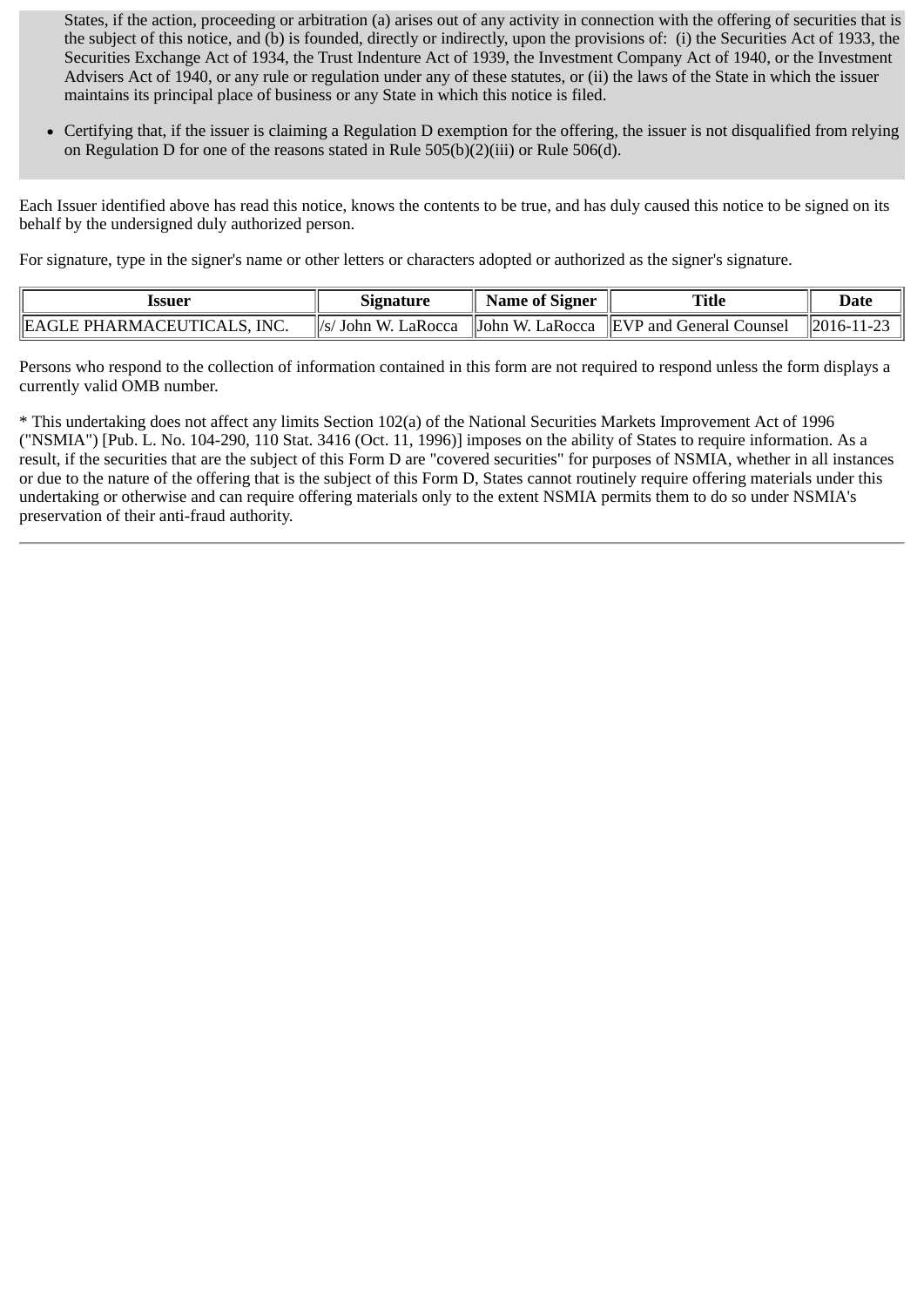States, if the action, proceeding or arbitration (a) arises out of any activity in connection with the offering of securities that is the subject of this notice, and (b) is founded, directly or indirectly, upon the provisions of: (i) the Securities Act of 1933, the Securities Exchange Act of 1934, the Trust Indenture Act of 1939, the Investment Company Act of 1940, or the Investment Advisers Act of 1940, or any rule or regulation under any of these statutes, or (ii) the laws of the State in which the issuer maintains its principal place of business or any State in which this notice is filed.

- Certifying that, if the issuer is claiming a Regulation D exemption for the offering, the issuer is not disqualified from relying on Regulation D for one of the reasons stated in Rule 505(b)(2)(iii) or Rule 506(d).

Each Issuer identified above has read this notice, knows the contents to be true, and has duly caused this notice to be signed on its behalf by the undersigned duly authorized person.

For signature, type in the signer's name or other letters or characters adopted or authorized as the signer's signature.

| Issuer | Signature | Name of Signer | Title | Date |
|---|---|---|---|---|
| EAGLE PHARMACEUTICALS, INC. | /s/ John W. LaRocca | John W. LaRocca | EVP and General Counsel | 2016-11-23 |

Persons who respond to the collection of information contained in this form are not required to respond unless the form displays a currently valid OMB number.

* This undertaking does not affect any limits Section 102(a) of the National Securities Markets Improvement Act of 1996 ("NSMIA") [Pub. L. No. 104-290, 110 Stat. 3416 (Oct. 11, 1996)] imposes on the ability of States to require information. As a result, if the securities that are the subject of this Form D are "covered securities" for purposes of NSMIA, whether in all instances or due to the nature of the offering that is the subject of this Form D, States cannot routinely require offering materials under this undertaking or otherwise and can require offering materials only to the extent NSMIA permits them to do so under NSMIA's preservation of their anti-fraud authority.